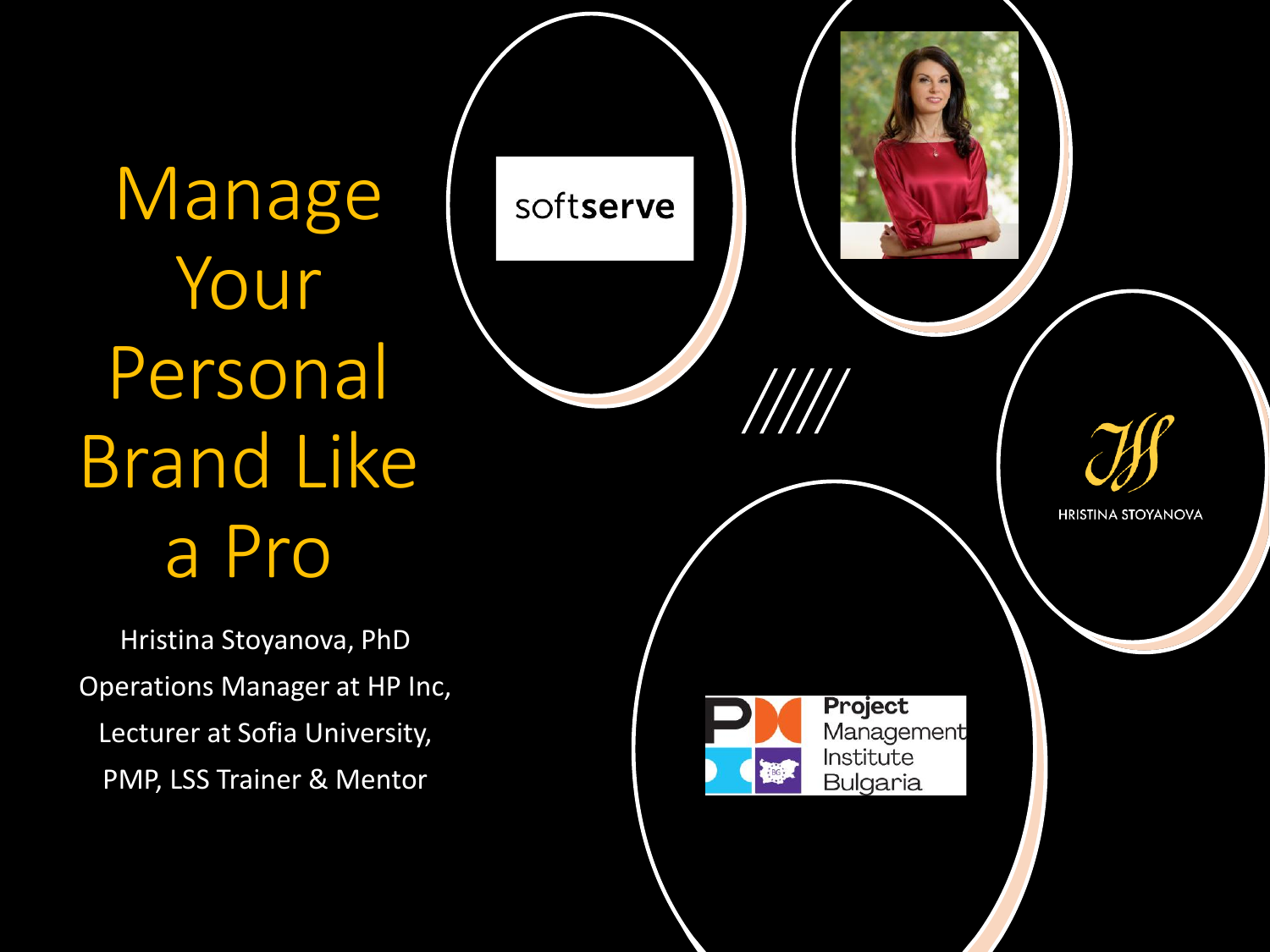# Manage Your Personal Brand Like a Pro

Hristina Stoyanova, PhD

Operations Manager at HP Inc,

Lecturer at Sofia University,

PMP, LSS Trainer & Mentor

softserve

HRISTINA STOYANOVA

Project Management Institute Bulgaria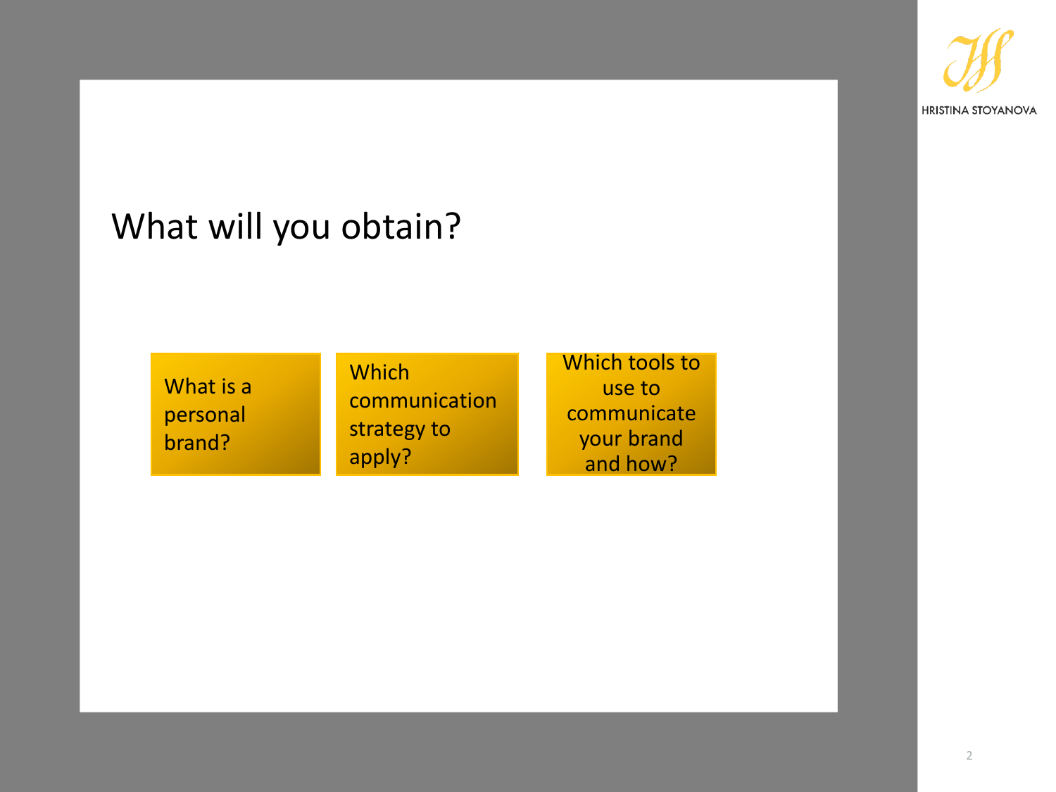# What will you obtain?

- What is a personal brand?
- Which communication strategy to apply?
- Which tools to use to communicate your brand and how?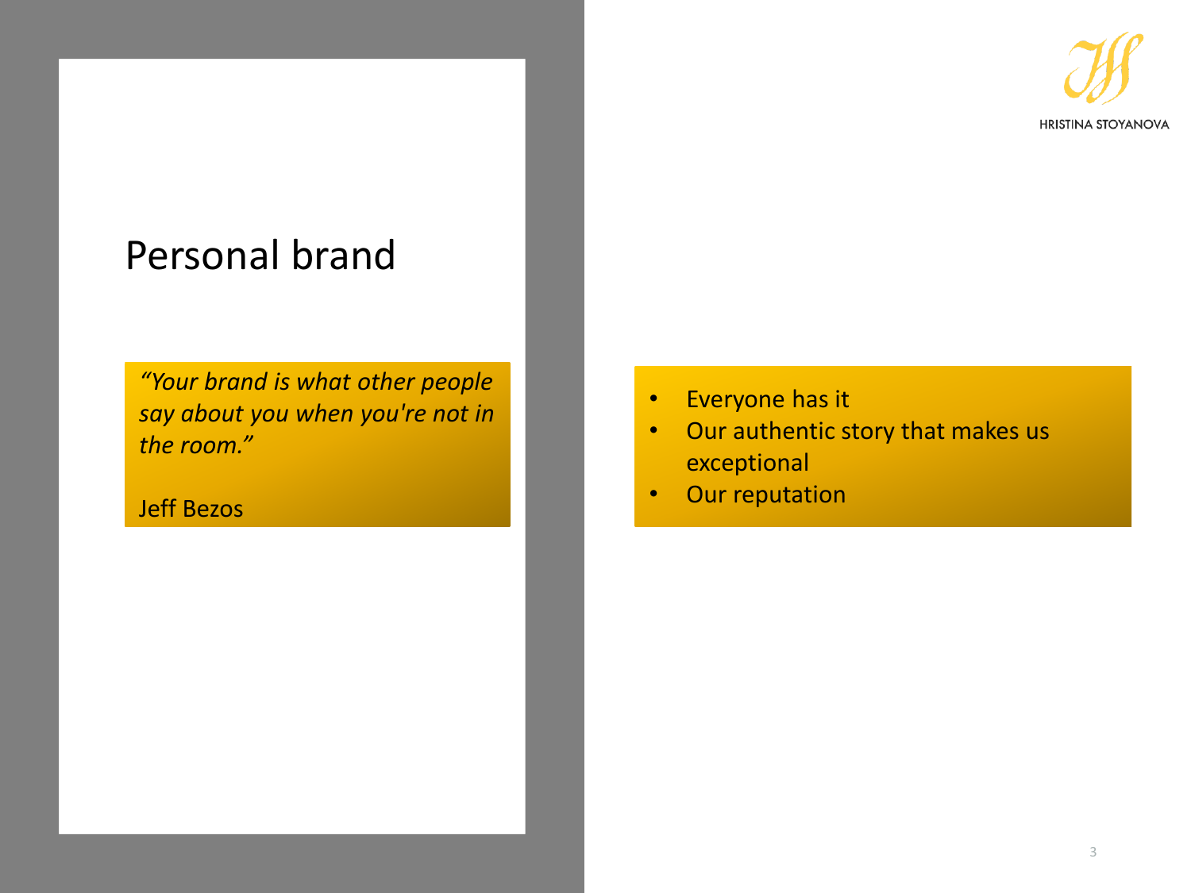# Personal brand

*"Your brand is what other people say about you when you're not in the room."*

Jeff Bezos

- Everyone has it
- Our authentic story that makes us exceptional
- Our reputation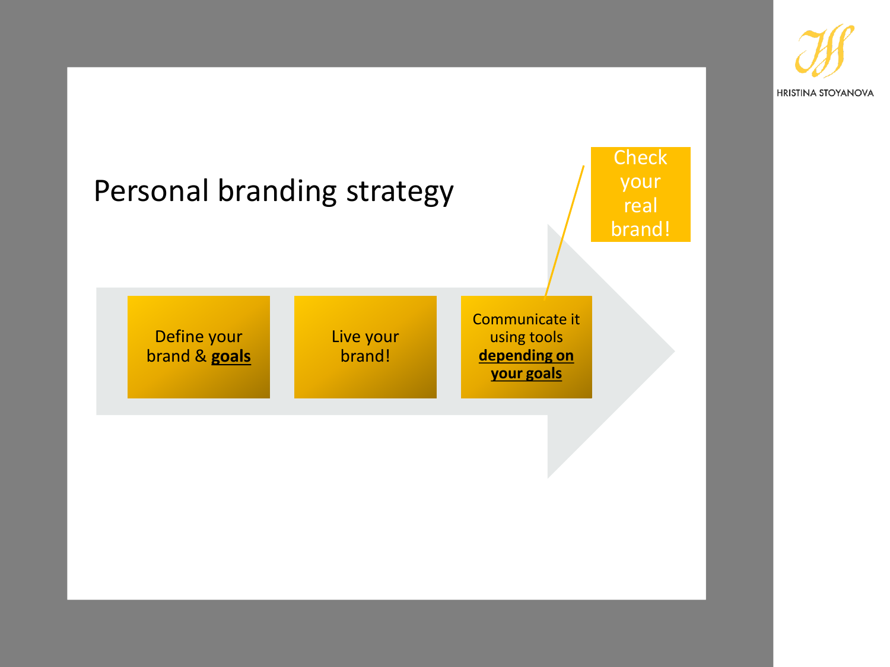# Personal branding strategy

- Define your brand & **goals**
- Live your brand!
- Communicate it using tools **depending on your goals**

Check your real brand!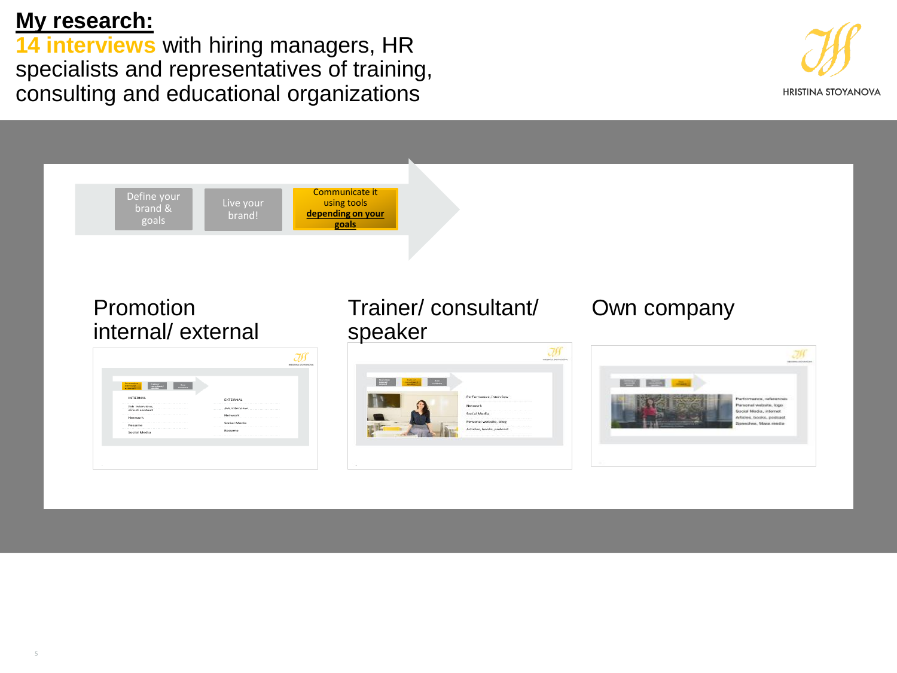## My research:

**14 interviews** with hiring managers, HR specialists and representatives of training, consulting and educational organizations

HRISTINA STOYANOVA

Define your brand & goals → Live your brand! → Communicate it using tools **depending on your goals**

### Promotion internal/ external

INTERNAL
- Job interview, direct contact
- Network
- Resume
- Social Media

EXTERNAL
- Job interview
- Network
- Social Media
- Resume

### Trainer/ consultant/ speaker

- Performance, interview
- Network
- Social Media
- Personal website, blog
- Articles, books, podcast

### Own company

- Performance, references
- Personal website, logo
- Social Media, internet
- Articles, books, podcast
- Speeches, Mass media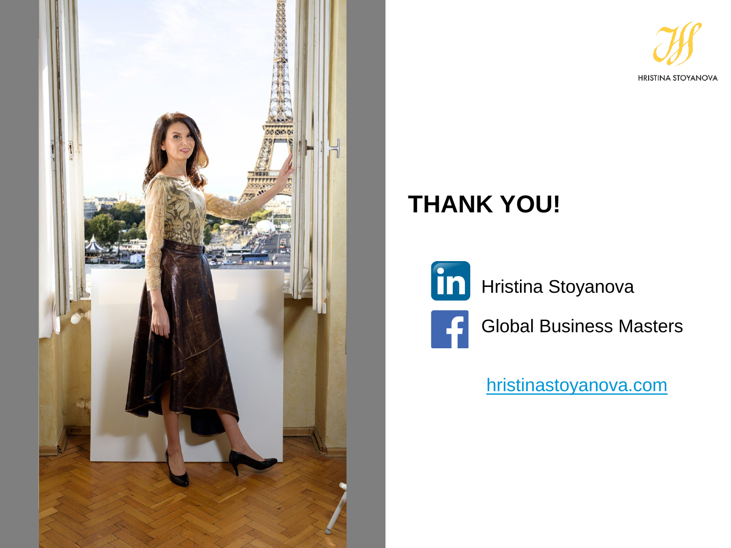HRISTINA STOYANOVA

# THANK YOU!

Hristina Stoyanova

Global Business Masters

hristinastoyanova.com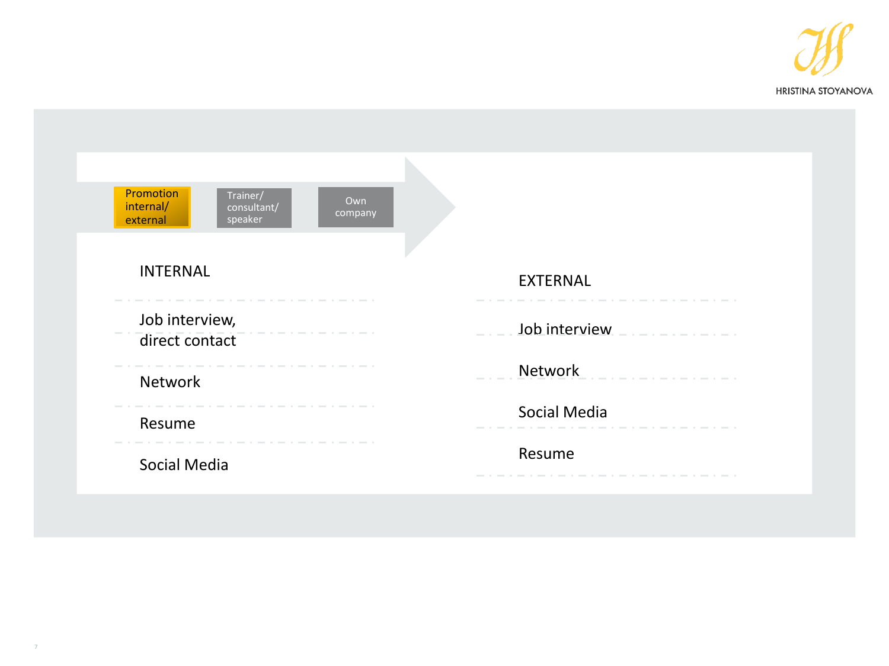Promotion internal/ external → Trainer/ consultant/ speaker → Own company

| INTERNAL | EXTERNAL |
| --- | --- |
| Job interview, direct contact | Job interview |
| Network | Network |
| Resume | Social Media |
| Social Media | Resume |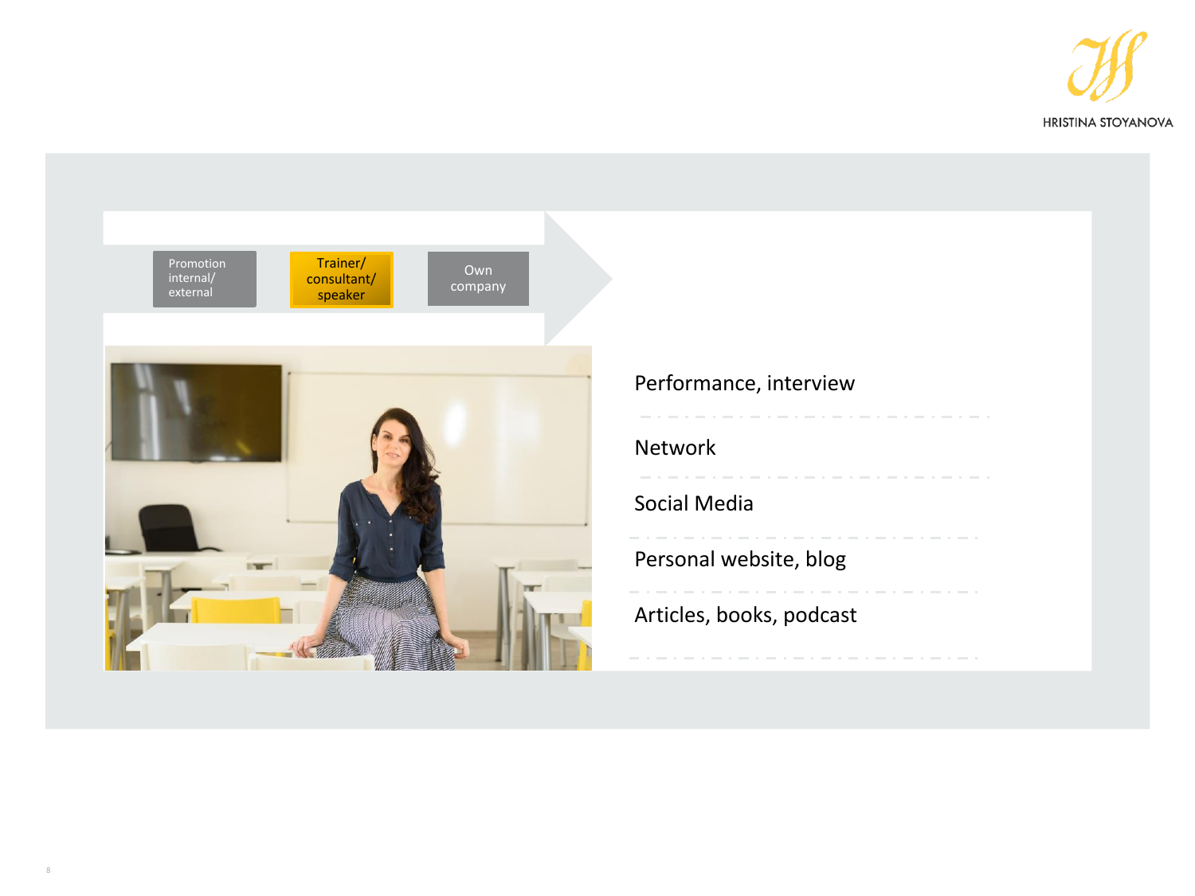HRISTINA STOYANOVA

- Promotion internal/ external
- **Trainer/ consultant/ speaker**
- Own company

- Performance, interview
- Network
- Social Media
- Personal website, blog
- Articles, books, podcast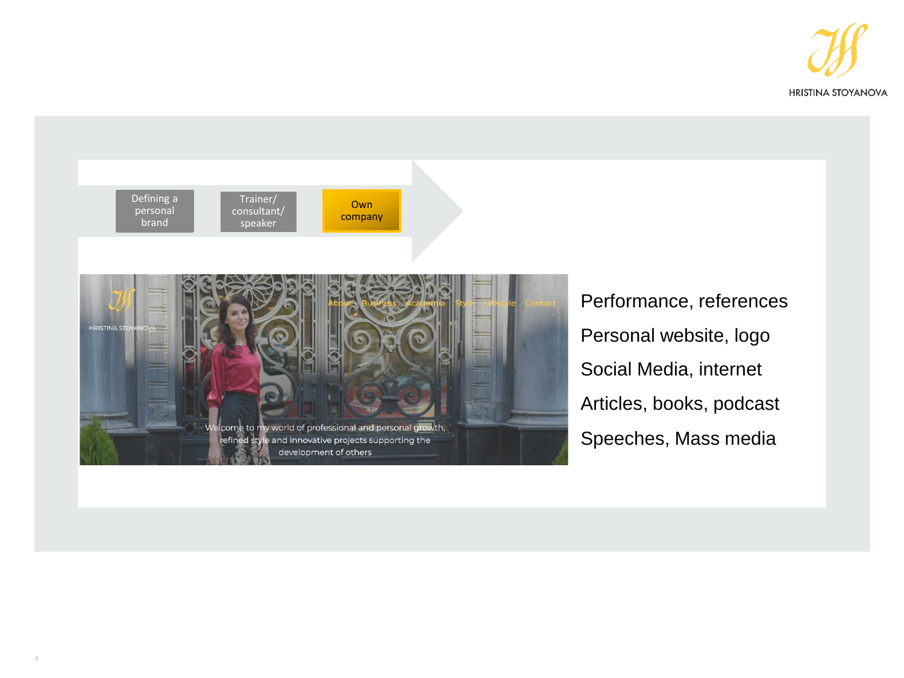HRISTINA STOYANOVA

Defining a personal brand

Trainer/ consultant/ speaker

Own company

Performance, references

Personal website, logo

Social Media, internet

Articles, books, podcast

Speeches, Mass media